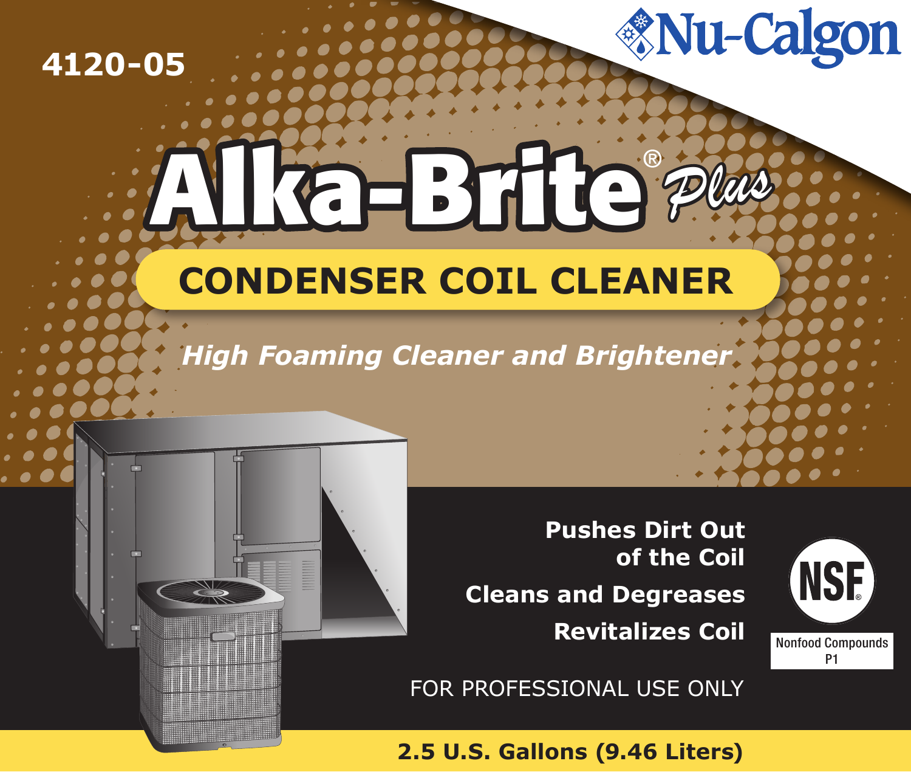4120-05

Nu-Calgon

# Alka-Brite® *Plus*

## CONDENSER COIL CLEANER

***High Foaming Cleaner and Brightener***

**Pushes Dirt Out of the Coil**

**Cleans and Degreases**

**Revitalizes Coil**

NSF®

Nonfood Compounds
P1

FOR PROFESSIONAL USE ONLY

**2.5 U.S. Gallons (9.46 Liters)**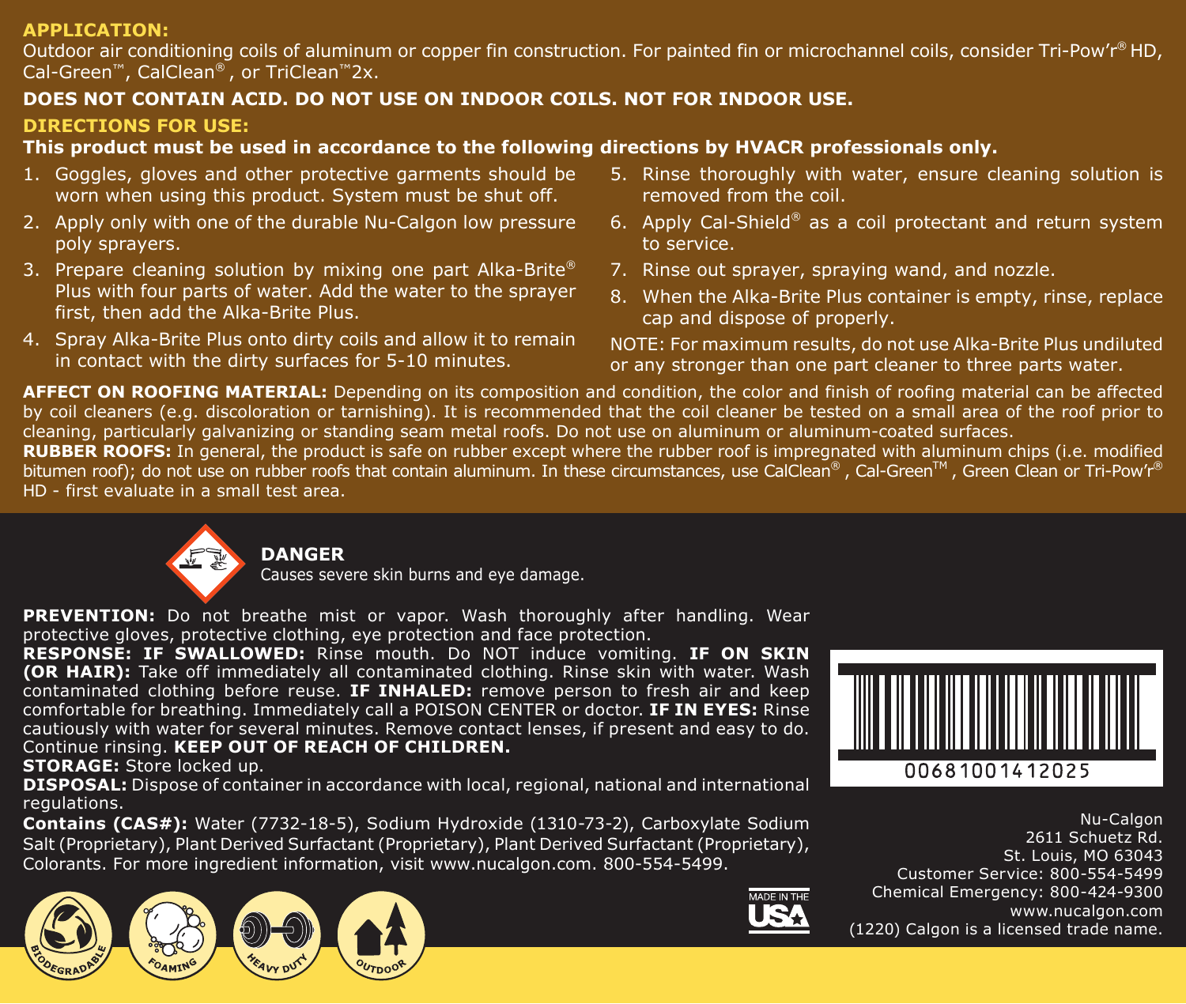**APPLICATION:**
Outdoor air conditioning coils of aluminum or copper fin construction. For painted fin or microchannel coils, consider Tri-Pow'r® HD, Cal-Green™, CalClean®, or TriClean™2x.

**DOES NOT CONTAIN ACID. DO NOT USE ON INDOOR COILS. NOT FOR INDOOR USE.**

**DIRECTIONS FOR USE:**

**This product must be used in accordance to the following directions by HVACR professionals only.**

1. Goggles, gloves and other protective garments should be worn when using this product. System must be shut off.
2. Apply only with one of the durable Nu-Calgon low pressure poly sprayers.
3. Prepare cleaning solution by mixing one part Alka-Brite® Plus with four parts of water. Add the water to the sprayer first, then add the Alka-Brite Plus.
4. Spray Alka-Brite Plus onto dirty coils and allow it to remain in contact with the dirty surfaces for 5-10 minutes.
5. Rinse thoroughly with water, ensure cleaning solution is removed from the coil.
6. Apply Cal-Shield® as a coil protectant and return system to service.
7. Rinse out sprayer, spraying wand, and nozzle.
8. When the Alka-Brite Plus container is empty, rinse, replace cap and dispose of properly.

NOTE: For maximum results, do not use Alka-Brite Plus undiluted or any stronger than one part cleaner to three parts water.

**AFFECT ON ROOFING MATERIAL:** Depending on its composition and condition, the color and finish of roofing material can be affected by coil cleaners (e.g. discoloration or tarnishing). It is recommended that the coil cleaner be tested on a small area of the roof prior to cleaning, particularly galvanizing or standing seam metal roofs. Do not use on aluminum or aluminum-coated surfaces.

**RUBBER ROOFS:** In general, the product is safe on rubber except where the rubber roof is impregnated with aluminum chips (i.e. modified bitumen roof); do not use on rubber roofs that contain aluminum. In these circumstances, use CalClean®, Cal-Green™, Green Clean or Tri-Pow'r® HD - first evaluate in a small test area.

**DANGER**
Causes severe skin burns and eye damage.

**PREVENTION:** Do not breathe mist or vapor. Wash thoroughly after handling. Wear protective gloves, protective clothing, eye protection and face protection.

**RESPONSE: IF SWALLOWED:** Rinse mouth. Do NOT induce vomiting. **IF ON SKIN (OR HAIR):** Take off immediately all contaminated clothing. Rinse skin with water. Wash contaminated clothing before reuse. **IF INHALED:** remove person to fresh air and keep comfortable for breathing. Immediately call a POISON CENTER or doctor. **IF IN EYES:** Rinse cautiously with water for several minutes. Remove contact lenses, if present and easy to do. Continue rinsing. **KEEP OUT OF REACH OF CHILDREN.**

**STORAGE:** Store locked up.

**DISPOSAL:** Dispose of container in accordance with local, regional, national and international regulations.

**Contains (CAS#):** Water (7732-18-5), Sodium Hydroxide (1310-73-2), Carboxylate Sodium Salt (Proprietary), Plant Derived Surfactant (Proprietary), Plant Derived Surfactant (Proprietary), Colorants. For more ingredient information, visit www.nucalgon.com. 800-554-5499.

00681001412025

MADE IN THE USA

Nu-Calgon
2611 Schuetz Rd.
St. Louis, MO 63043
Customer Service: 800-554-5499
Chemical Emergency: 800-424-9300
www.nucalgon.com
(1220) Calgon is a licensed trade name.

BIODEGRADABLE FOAMING HEAVY DUTY OUTDOOR